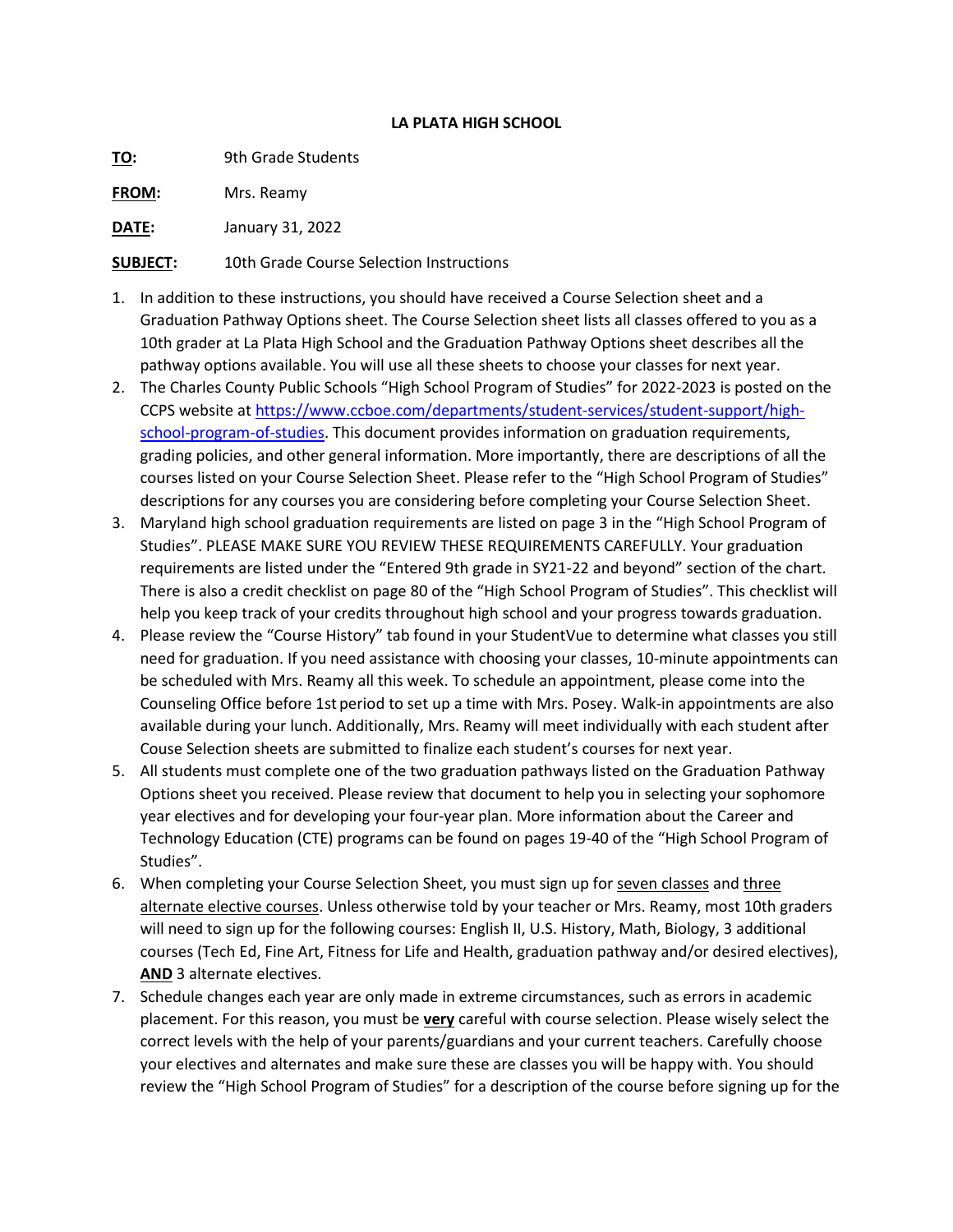**LA PLATA HIGH SCHOOL**

**TO:** 9th Grade Students

**FROM:** Mrs. Reamy

**DATE:** January 31, 2022

**SUBJECT:** 10th Grade Course Selection Instructions

1. In addition to these instructions, you should have received a Course Selection sheet and a Graduation Pathway Options sheet. The Course Selection sheet lists all classes offered to you as a 10th grader at La Plata High School and the Graduation Pathway Options sheet describes all the pathway options available. You will use all these sheets to choose your classes for next year.
2. The Charles County Public Schools "High School Program of Studies" for 2022-2023 is posted on the CCPS website at [https://www.ccboe.com/departments/student-services/student-support/high-school-program-of-studies](https://www.ccboe.com/departments/student-services/student-support/high-school-program-of-studies). This document provides information on graduation requirements, grading policies, and other general information. More importantly, there are descriptions of all the courses listed on your Course Selection Sheet. Please refer to the "High School Program of Studies" descriptions for any courses you are considering before completing your Course Selection Sheet.
3. Maryland high school graduation requirements are listed on page 3 in the "High School Program of Studies". PLEASE MAKE SURE YOU REVIEW THESE REQUIREMENTS CAREFULLY. Your graduation requirements are listed under the "Entered 9th grade in SY21-22 and beyond" section of the chart. There is also a credit checklist on page 80 of the "High School Program of Studies". This checklist will help you keep track of your credits throughout high school and your progress towards graduation.
4. Please review the "Course History" tab found in your StudentVue to determine what classes you still need for graduation. If you need assistance with choosing your classes, 10-minute appointments can be scheduled with Mrs. Reamy all this week. To schedule an appointment, please come into the Counseling Office before 1st period to set up a time with Mrs. Posey. Walk-in appointments are also available during your lunch. Additionally, Mrs. Reamy will meet individually with each student after Couse Selection sheets are submitted to finalize each student's courses for next year.
5. All students must complete one of the two graduation pathways listed on the Graduation Pathway Options sheet you received. Please review that document to help you in selecting your sophomore year electives and for developing your four-year plan. More information about the Career and Technology Education (CTE) programs can be found on pages 19-40 of the "High School Program of Studies".
6. When completing your Course Selection Sheet, you must sign up for <u>seven classes</u> and <u>three alternate elective courses</u>. Unless otherwise told by your teacher or Mrs. Reamy, most 10th graders will need to sign up for the following courses: English II, U.S. History, Math, Biology, 3 additional courses (Tech Ed, Fine Art, Fitness for Life and Health, graduation pathway and/or desired electives), <u>**AND**</u> 3 alternate electives.
7. Schedule changes each year are only made in extreme circumstances, such as errors in academic placement. For this reason, you must be <u>**very**</u> careful with course selection. Please wisely select the correct levels with the help of your parents/guardians and your current teachers. Carefully choose your electives and alternates and make sure these are classes you will be happy with. You should review the "High School Program of Studies" for a description of the course before signing up for the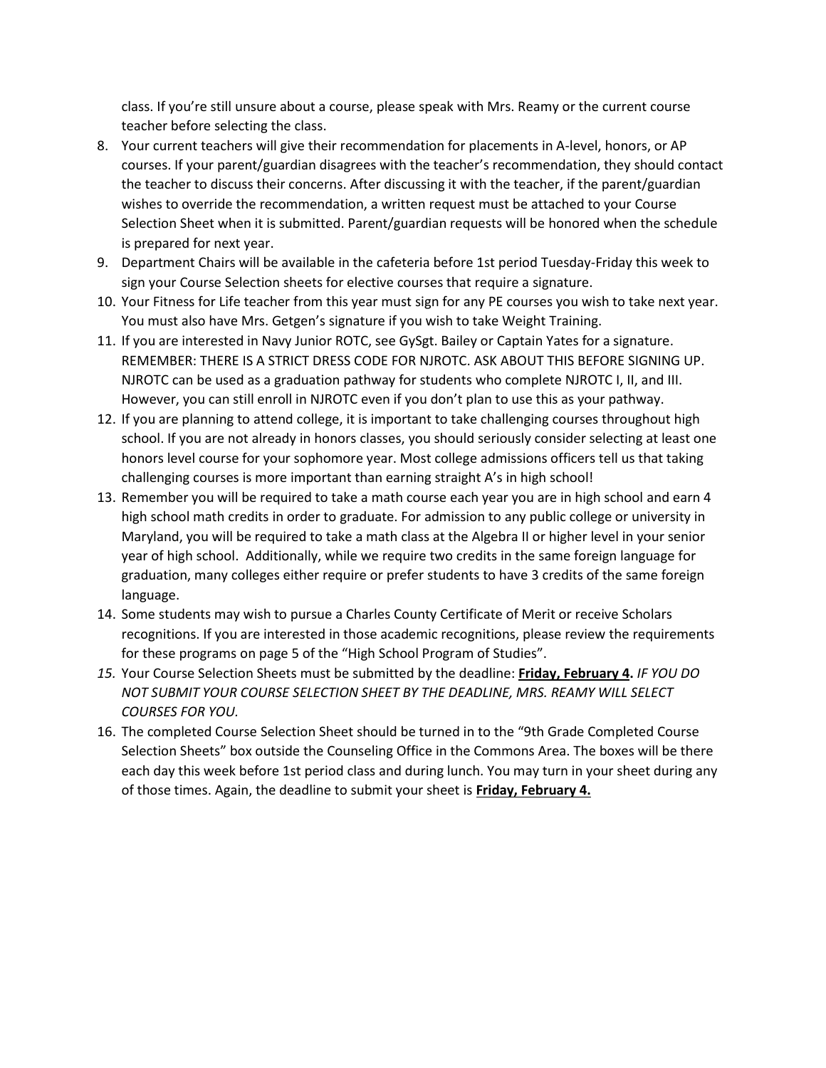class. If you're still unsure about a course, please speak with Mrs. Reamy or the current course teacher before selecting the class.

8. Your current teachers will give their recommendation for placements in A-level, honors, or AP courses. If your parent/guardian disagrees with the teacher's recommendation, they should contact the teacher to discuss their concerns. After discussing it with the teacher, if the parent/guardian wishes to override the recommendation, a written request must be attached to your Course Selection Sheet when it is submitted. Parent/guardian requests will be honored when the schedule is prepared for next year.
9. Department Chairs will be available in the cafeteria before 1st period Tuesday-Friday this week to sign your Course Selection sheets for elective courses that require a signature.
10. Your Fitness for Life teacher from this year must sign for any PE courses you wish to take next year. You must also have Mrs. Getgen's signature if you wish to take Weight Training.
11. If you are interested in Navy Junior ROTC, see GySgt. Bailey or Captain Yates for a signature. REMEMBER: THERE IS A STRICT DRESS CODE FOR NJROTC. ASK ABOUT THIS BEFORE SIGNING UP. NJROTC can be used as a graduation pathway for students who complete NJROTC I, II, and III. However, you can still enroll in NJROTC even if you don't plan to use this as your pathway.
12. If you are planning to attend college, it is important to take challenging courses throughout high school. If you are not already in honors classes, you should seriously consider selecting at least one honors level course for your sophomore year. Most college admissions officers tell us that taking challenging courses is more important than earning straight A's in high school!
13. Remember you will be required to take a math course each year you are in high school and earn 4 high school math credits in order to graduate. For admission to any public college or university in Maryland, you will be required to take a math class at the Algebra II or higher level in your senior year of high school. Additionally, while we require two credits in the same foreign language for graduation, many colleges either require or prefer students to have 3 credits of the same foreign language.
14. Some students may wish to pursue a Charles County Certificate of Merit or receive Scholars recognitions. If you are interested in those academic recognitions, please review the requirements for these programs on page 5 of the "High School Program of Studies".
15. Your Course Selection Sheets must be submitted by the deadline: **<u>Friday, February 4</u>.** *IF YOU DO NOT SUBMIT YOUR COURSE SELECTION SHEET BY THE DEADLINE, MRS. REAMY WILL SELECT COURSES FOR YOU.*
16. The completed Course Selection Sheet should be turned in to the "9th Grade Completed Course Selection Sheets" box outside the Counseling Office in the Commons Area. The boxes will be there each day this week before 1st period class and during lunch. You may turn in your sheet during any of those times. Again, the deadline to submit your sheet is **<u>Friday, February 4.</u>**